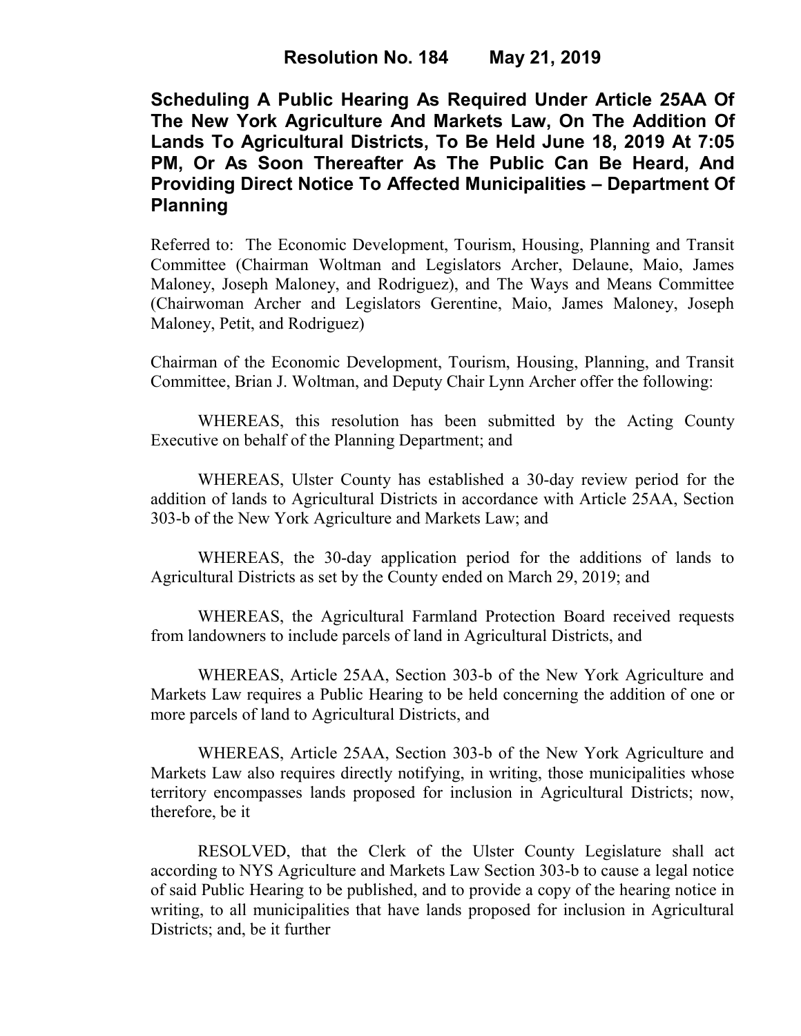**Resolution No. 184 May 21, 2019**

**Scheduling A Public Hearing As Required Under Article 25AA Of The New York Agriculture And Markets Law, On The Addition Of Lands To Agricultural Districts, To Be Held June 18, 2019 At 7:05 PM, Or As Soon Thereafter As The Public Can Be Heard, And Providing Direct Notice To Affected Municipalities – Department Of Planning**

Referred to: The Economic Development, Tourism, Housing, Planning and Transit Committee (Chairman Woltman and Legislators Archer, Delaune, Maio, James Maloney, Joseph Maloney, and Rodriguez), and The Ways and Means Committee (Chairwoman Archer and Legislators Gerentine, Maio, James Maloney, Joseph Maloney, Petit, and Rodriguez)

Chairman of the Economic Development, Tourism, Housing, Planning, and Transit Committee, Brian J. Woltman, and Deputy Chair Lynn Archer offer the following:

WHEREAS, this resolution has been submitted by the Acting County Executive on behalf of the Planning Department; and

WHEREAS, Ulster County has established a 30-day review period for the addition of lands to Agricultural Districts in accordance with Article 25AA, Section 303-b of the New York Agriculture and Markets Law; and

WHEREAS, the 30-day application period for the additions of lands to Agricultural Districts as set by the County ended on March 29, 2019; and

WHEREAS, the Agricultural Farmland Protection Board received requests from landowners to include parcels of land in Agricultural Districts, and

WHEREAS, Article 25AA, Section 303-b of the New York Agriculture and Markets Law requires a Public Hearing to be held concerning the addition of one or more parcels of land to Agricultural Districts, and

WHEREAS, Article 25AA, Section 303-b of the New York Agriculture and Markets Law also requires directly notifying, in writing, those municipalities whose territory encompasses lands proposed for inclusion in Agricultural Districts; now, therefore, be it

RESOLVED, that the Clerk of the Ulster County Legislature shall act according to NYS Agriculture and Markets Law Section 303-b to cause a legal notice of said Public Hearing to be published, and to provide a copy of the hearing notice in writing, to all municipalities that have lands proposed for inclusion in Agricultural Districts; and, be it further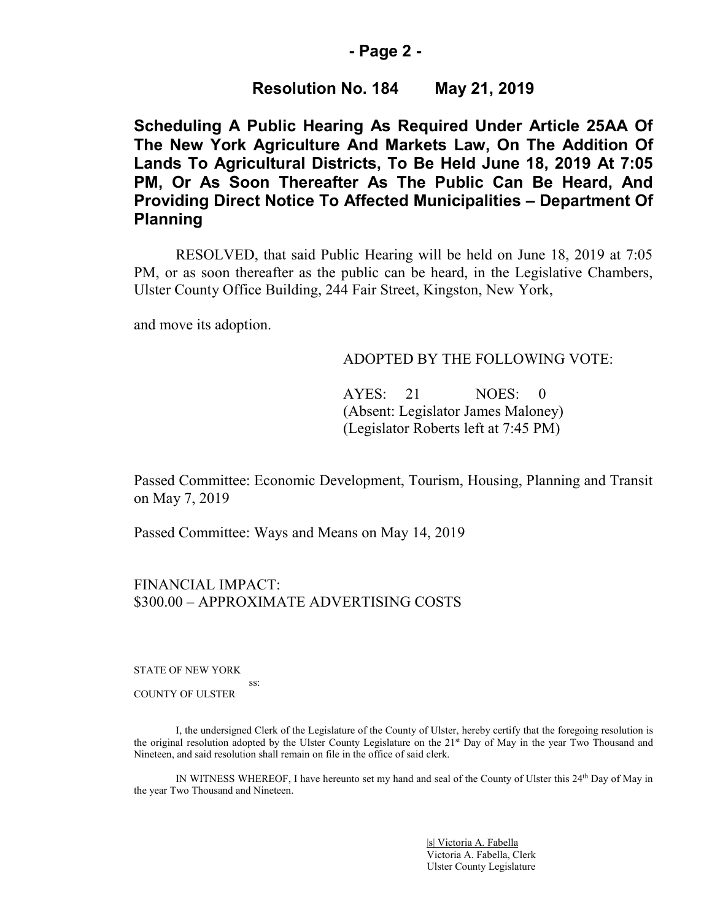**Resolution No. 184 May 21, 2019**

**Scheduling A Public Hearing As Required Under Article 25AA Of The New York Agriculture And Markets Law, On The Addition Of Lands To Agricultural Districts, To Be Held June 18, 2019 At 7:05 PM, Or As Soon Thereafter As The Public Can Be Heard, And Providing Direct Notice To Affected Municipalities – Department Of Planning**

RESOLVED, that said Public Hearing will be held on June 18, 2019 at 7:05 PM, or as soon thereafter as the public can be heard, in the Legislative Chambers, Ulster County Office Building, 244 Fair Street, Kingston, New York,

and move its adoption.

ADOPTED BY THE FOLLOWING VOTE:

AYES: 21 NOES: 0
(Absent: Legislator James Maloney)
(Legislator Roberts left at 7:45 PM)

Passed Committee: Economic Development, Tourism, Housing, Planning and Transit on May 7, 2019

Passed Committee: Ways and Means on May 14, 2019

FINANCIAL IMPACT:
$300.00 – APPROXIMATE ADVERTISING COSTS

STATE OF NEW YORK
ss:
COUNTY OF ULSTER

I, the undersigned Clerk of the Legislature of the County of Ulster, hereby certify that the foregoing resolution is the original resolution adopted by the Ulster County Legislature on the 21st Day of May in the year Two Thousand and Nineteen, and said resolution shall remain on file in the office of said clerk.

IN WITNESS WHEREOF, I have hereunto set my hand and seal of the County of Ulster this 24th Day of May in the year Two Thousand and Nineteen.

|s| Victoria A. Fabella
Victoria A. Fabella, Clerk
Ulster County Legislature